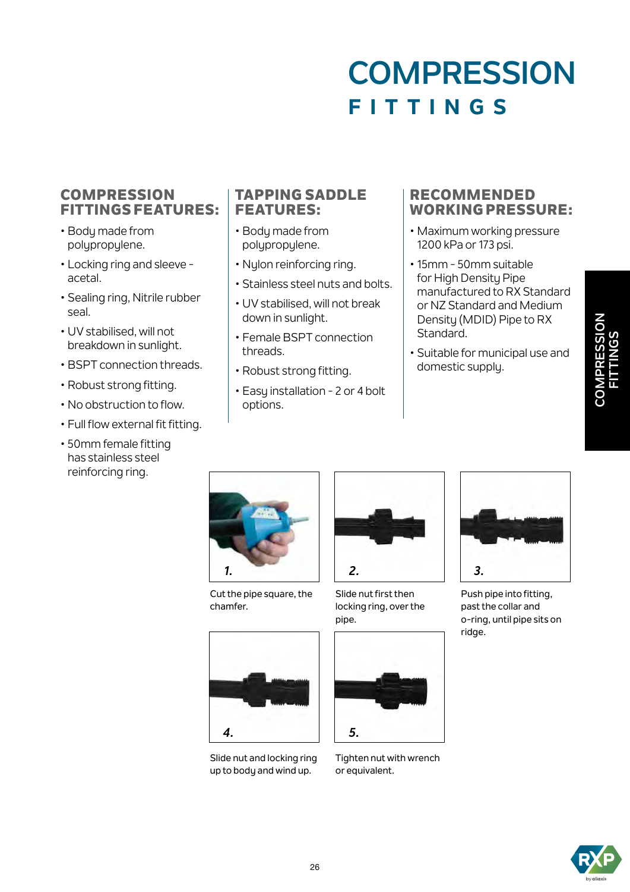# COMPRESSION FITTINGS

## COMPRESSION FITTINGS FEATURES:

- Body made from polypropylene.
- Locking ring and sleeve - acetal.
- Sealing ring, Nitrile rubber seal.
- UV stabilised, will not breakdown in sunlight.
- BSPT connection threads.
- Robust strong fitting.
- No obstruction to flow.
- Full flow external fit fitting.
- 50mm female fitting has stainless steel reinforcing ring.

## TAPPING SADDLE FEATURES:

- Body made from polypropylene.
- Nylon reinforcing ring.
- Stainless steel nuts and bolts.
- UV stabilised, will not break down in sunlight.
- Female BSPT connection threads.
- Robust strong fitting.
- Easy installation - 2 or 4 bolt options.

## RECOMMENDED WORKING PRESSURE:

- Maximum working pressure 1200 kPa or 173 psi.
- 15mm - 50mm suitable for High Density Pipe manufactured to RX Standard or NZ Standard and Medium Density (MDID) Pipe to RX Standard.
- Suitable for municipal use and domestic supply.

**1.** Cut the pipe square, the chamfer.

**2.** Slide nut first then locking ring, over the pipe.

**3.** Push pipe into fitting, past the collar and o-ring, until pipe sits on ridge.

**4.** Slide nut and locking ring up to body and wind up.

**5.** Tighten nut with wrench or equivalent.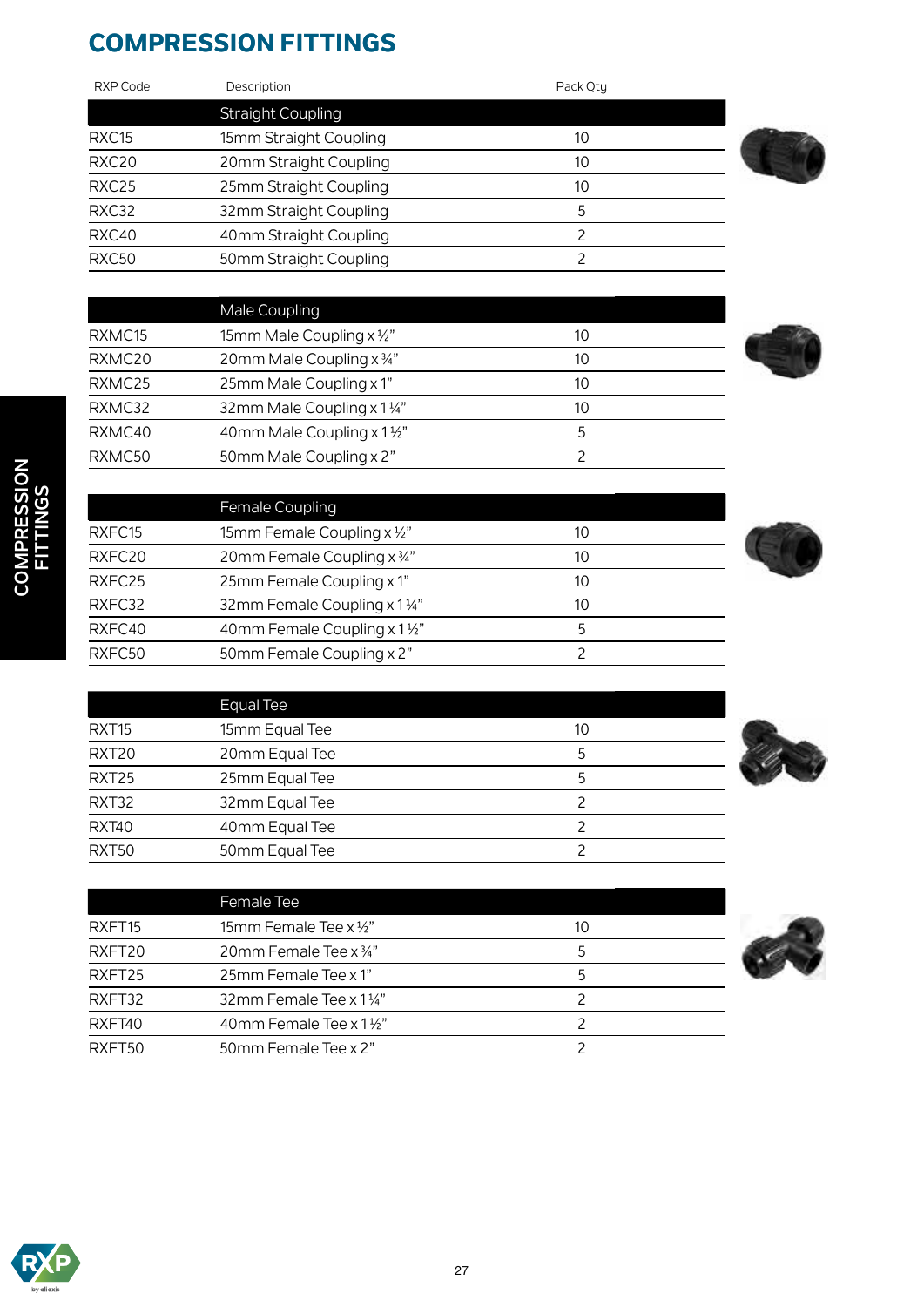# COMPRESSION FITTINGS

| RXP Code | Description | Pack Qty |
|---|---|---|
| | **Straight Coupling** | |
| RXC15 | 15mm Straight Coupling | 10 |
| RXC20 | 20mm Straight Coupling | 10 |
| RXC25 | 25mm Straight Coupling | 10 |
| RXC32 | 32mm Straight Coupling | 5 |
| RXC40 | 40mm Straight Coupling | 2 |
| RXC50 | 50mm Straight Coupling | 2 |
| | **Male Coupling** | |
| RXMC15 | 15mm Male Coupling x ½" | 10 |
| RXMC20 | 20mm Male Coupling x ¾" | 10 |
| RXMC25 | 25mm Male Coupling x 1" | 10 |
| RXMC32 | 32mm Male Coupling x 1¼" | 10 |
| RXMC40 | 40mm Male Coupling x 1½" | 5 |
| RXMC50 | 50mm Male Coupling x 2" | 2 |
| | **Female Coupling** | |
| RXFC15 | 15mm Female Coupling x ½" | 10 |
| RXFC20 | 20mm Female Coupling x ¾" | 10 |
| RXFC25 | 25mm Female Coupling x 1" | 10 |
| RXFC32 | 32mm Female Coupling x 1¼" | 10 |
| RXFC40 | 40mm Female Coupling x 1½" | 5 |
| RXFC50 | 50mm Female Coupling x 2" | 2 |
| | **Equal Tee** | |
| RXT15 | 15mm Equal Tee | 10 |
| RXT20 | 20mm Equal Tee | 5 |
| RXT25 | 25mm Equal Tee | 5 |
| RXT32 | 32mm Equal Tee | 2 |
| RXT40 | 40mm Equal Tee | 2 |
| RXT50 | 50mm Equal Tee | 2 |
| | **Female Tee** | |
| RXFT15 | 15mm Female Tee x ½" | 10 |
| RXFT20 | 20mm Female Tee x ¾" | 5 |
| RXFT25 | 25mm Female Tee x 1" | 5 |
| RXFT32 | 32mm Female Tee x 1¼" | 2 |
| RXFT40 | 40mm Female Tee x 1½" | 2 |
| RXFT50 | 50mm Female Tee x 2" | 2 |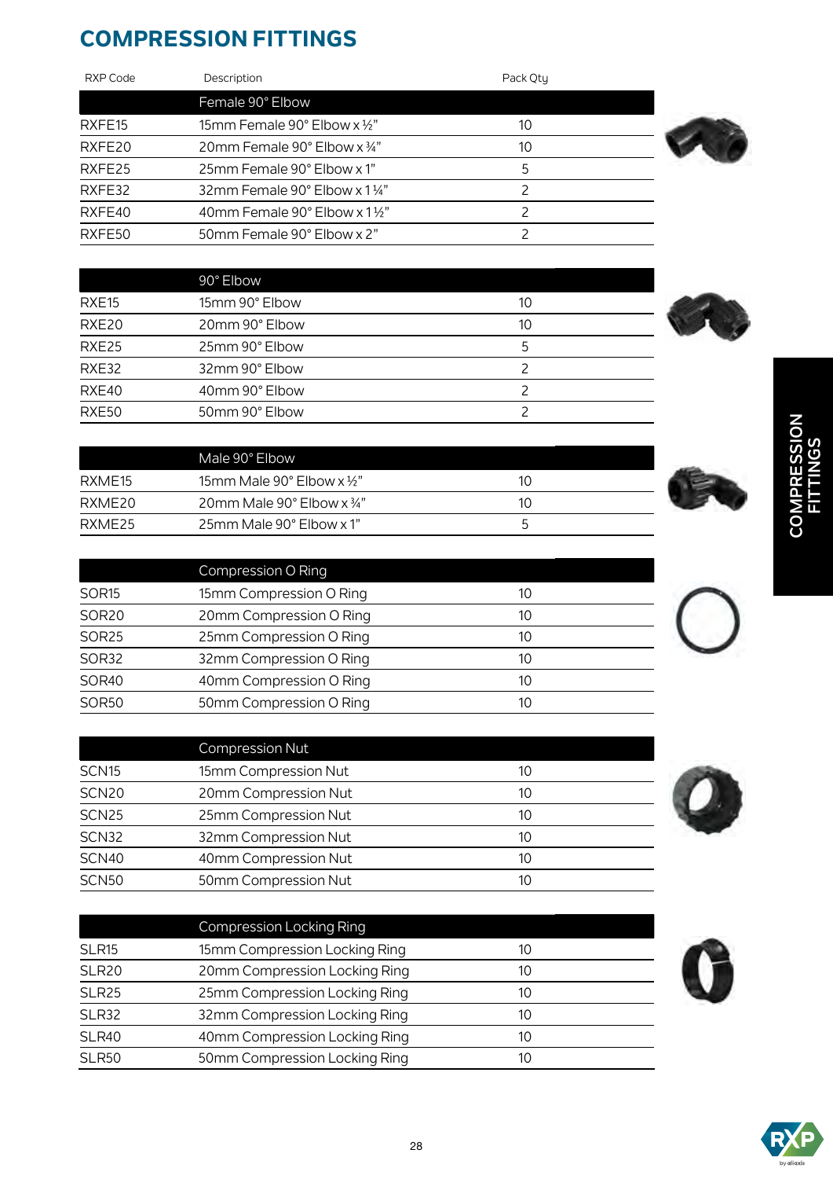# COMPRESSION FITTINGS

| RXP Code | Description | Pack Qty |
|---|---|---|
| | **Female 90° Elbow** | |
| RXFE15 | 15mm Female 90° Elbow x ½" | 10 |
| RXFE20 | 20mm Female 90° Elbow x ¾" | 10 |
| RXFE25 | 25mm Female 90° Elbow x 1" | 5 |
| RXFE32 | 32mm Female 90° Elbow x 1¼" | 2 |
| RXFE40 | 40mm Female 90° Elbow x 1½" | 2 |
| RXFE50 | 50mm Female 90° Elbow x 2" | 2 |
| | **90° Elbow** | |
| RXE15 | 15mm 90° Elbow | 10 |
| RXE20 | 20mm 90° Elbow | 10 |
| RXE25 | 25mm 90° Elbow | 5 |
| RXE32 | 32mm 90° Elbow | 2 |
| RXE40 | 40mm 90° Elbow | 2 |
| RXE50 | 50mm 90° Elbow | 2 |
| | **Male 90° Elbow** | |
| RXME15 | 15mm Male 90° Elbow x ½" | 10 |
| RXME20 | 20mm Male 90° Elbow x ¾" | 10 |
| RXME25 | 25mm Male 90° Elbow x 1" | 5 |
| | **Compression O Ring** | |
| SOR15 | 15mm Compression O Ring | 10 |
| SOR20 | 20mm Compression O Ring | 10 |
| SOR25 | 25mm Compression O Ring | 10 |
| SOR32 | 32mm Compression O Ring | 10 |
| SOR40 | 40mm Compression O Ring | 10 |
| SOR50 | 50mm Compression O Ring | 10 |
| | **Compression Nut** | |
| SCN15 | 15mm Compression Nut | 10 |
| SCN20 | 20mm Compression Nut | 10 |
| SCN25 | 25mm Compression Nut | 10 |
| SCN32 | 32mm Compression Nut | 10 |
| SCN40 | 40mm Compression Nut | 10 |
| SCN50 | 50mm Compression Nut | 10 |
| | **Compression Locking Ring** | |
| SLR15 | 15mm Compression Locking Ring | 10 |
| SLR20 | 20mm Compression Locking Ring | 10 |
| SLR25 | 25mm Compression Locking Ring | 10 |
| SLR32 | 32mm Compression Locking Ring | 10 |
| SLR40 | 40mm Compression Locking Ring | 10 |
| SLR50 | 50mm Compression Locking Ring | 10 |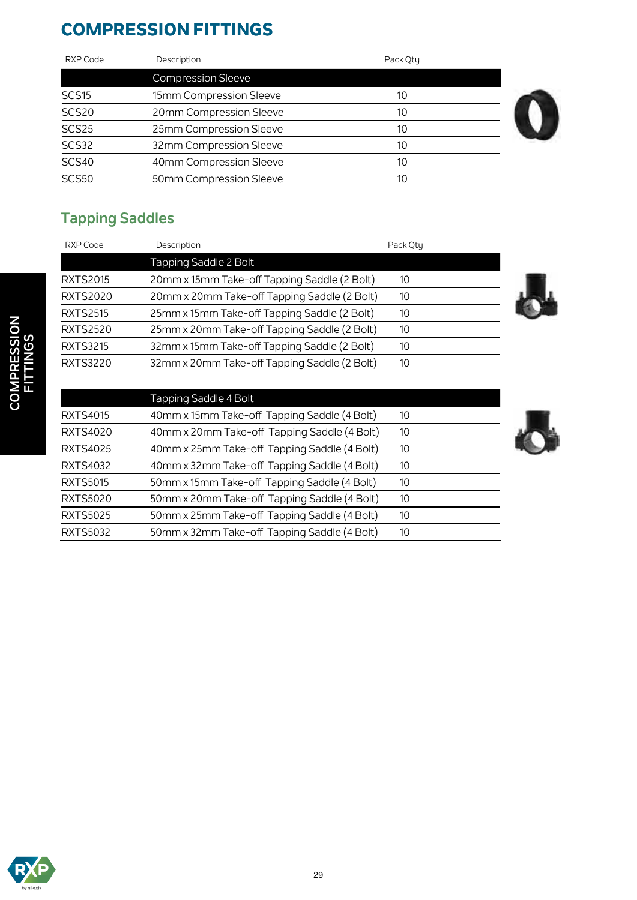# COMPRESSION FITTINGS

| RXP Code | Description | Pack Qty |
|---|---|---|
| | Compression Sleeve | |
| SCS15 | 15mm Compression Sleeve | 10 |
| SCS20 | 20mm Compression Sleeve | 10 |
| SCS25 | 25mm Compression Sleeve | 10 |
| SCS32 | 32mm Compression Sleeve | 10 |
| SCS40 | 40mm Compression Sleeve | 10 |
| SCS50 | 50mm Compression Sleeve | 10 |

## Tapping Saddles

| RXP Code | Description | Pack Qty |
|---|---|---|
| | Tapping Saddle 2 Bolt | |
| RXTS2015 | 20mm x 15mm Take-off Tapping Saddle (2 Bolt) | 10 |
| RXTS2020 | 20mm x 20mm Take-off Tapping Saddle (2 Bolt) | 10 |
| RXTS2515 | 25mm x 15mm Take-off Tapping Saddle (2 Bolt) | 10 |
| RXTS2520 | 25mm x 20mm Take-off Tapping Saddle (2 Bolt) | 10 |
| RXTS3215 | 32mm x 15mm Take-off Tapping Saddle (2 Bolt) | 10 |
| RXTS3220 | 32mm x 20mm Take-off Tapping Saddle (2 Bolt) | 10 |
| | Tapping Saddle 4 Bolt | |
| RXTS4015 | 40mm x 15mm Take-off Tapping Saddle (4 Bolt) | 10 |
| RXTS4020 | 40mm x 20mm Take-off Tapping Saddle (4 Bolt) | 10 |
| RXTS4025 | 40mm x 25mm Take-off Tapping Saddle (4 Bolt) | 10 |
| RXTS4032 | 40mm x 32mm Take-off Tapping Saddle (4 Bolt) | 10 |
| RXTS5015 | 50mm x 15mm Take-off Tapping Saddle (4 Bolt) | 10 |
| RXTS5020 | 50mm x 20mm Take-off Tapping Saddle (4 Bolt) | 10 |
| RXTS5025 | 50mm x 25mm Take-off Tapping Saddle (4 Bolt) | 10 |
| RXTS5032 | 50mm x 32mm Take-off Tapping Saddle (4 Bolt) | 10 |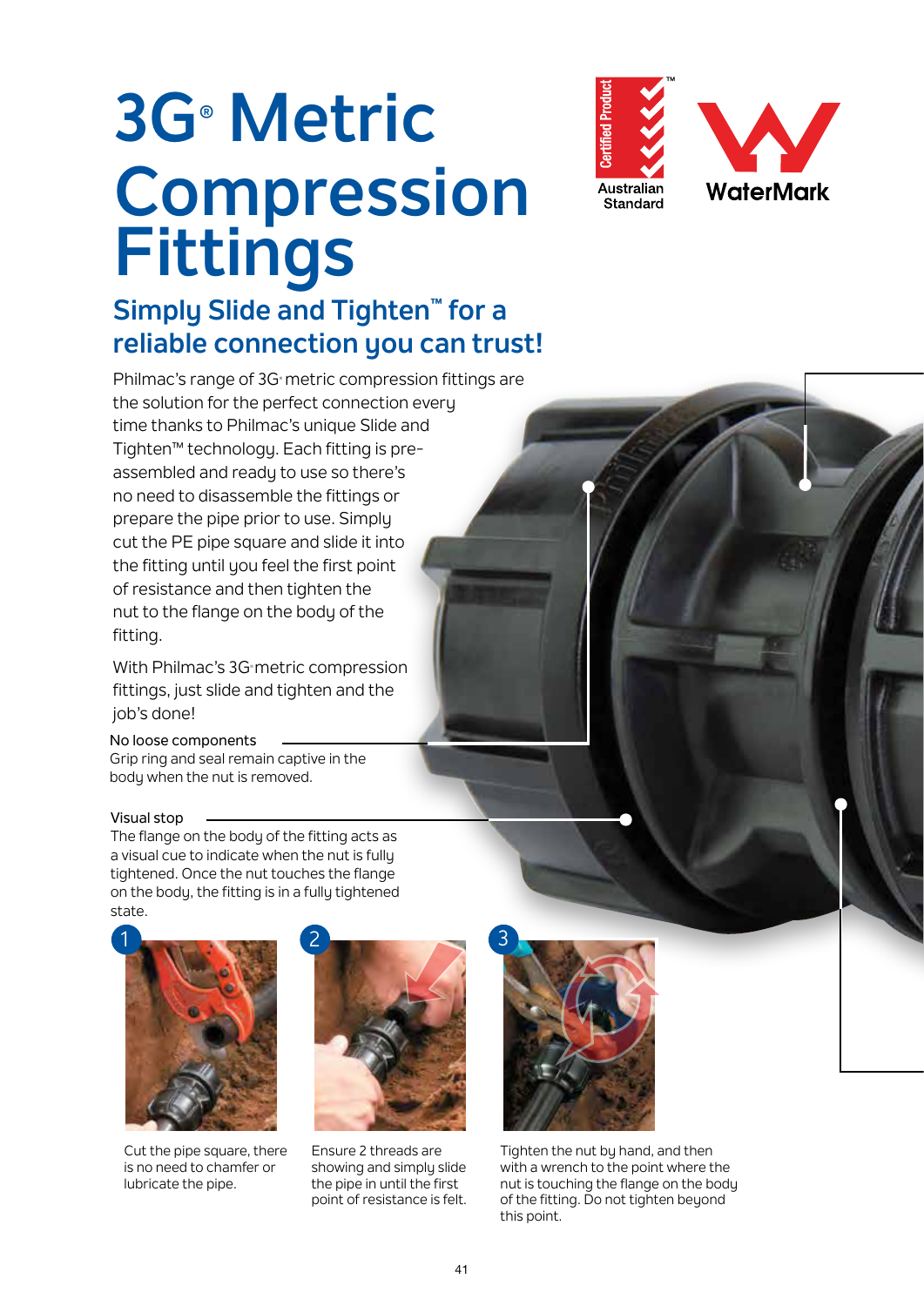# 3G® Metric Compression Fittings

## Simply Slide and Tighten™ for a reliable connection you can trust!

Philmac's range of 3G® metric compression fittings are the solution for the perfect connection every time thanks to Philmac's unique Slide and Tighten™ technology. Each fitting is pre-assembled and ready to use so there's no need to disassemble the fittings or prepare the pipe prior to use. Simply cut the PE pipe square and slide it into the fitting until you feel the first point of resistance and then tighten the nut to the flange on the body of the fitting.

With Philmac's 3G® metric compression fittings, just slide and tighten and the job's done!

**No loose components**
Grip ring and seal remain captive in the body when the nut is removed.

**Visual stop**
The flange on the body of the fitting acts as a visual cue to indicate when the nut is fully tightened. Once the nut touches the flange on the body, the fitting is in a fully tightened state.

1. Cut the pipe square, there is no need to chamfer or lubricate the pipe.
2. Ensure 2 threads are showing and simply slide the pipe in until the first point of resistance is felt.
3. Tighten the nut by hand, and then with a wrench to the point where the nut is touching the flange on the body of the fitting. Do not tighten beyond this point.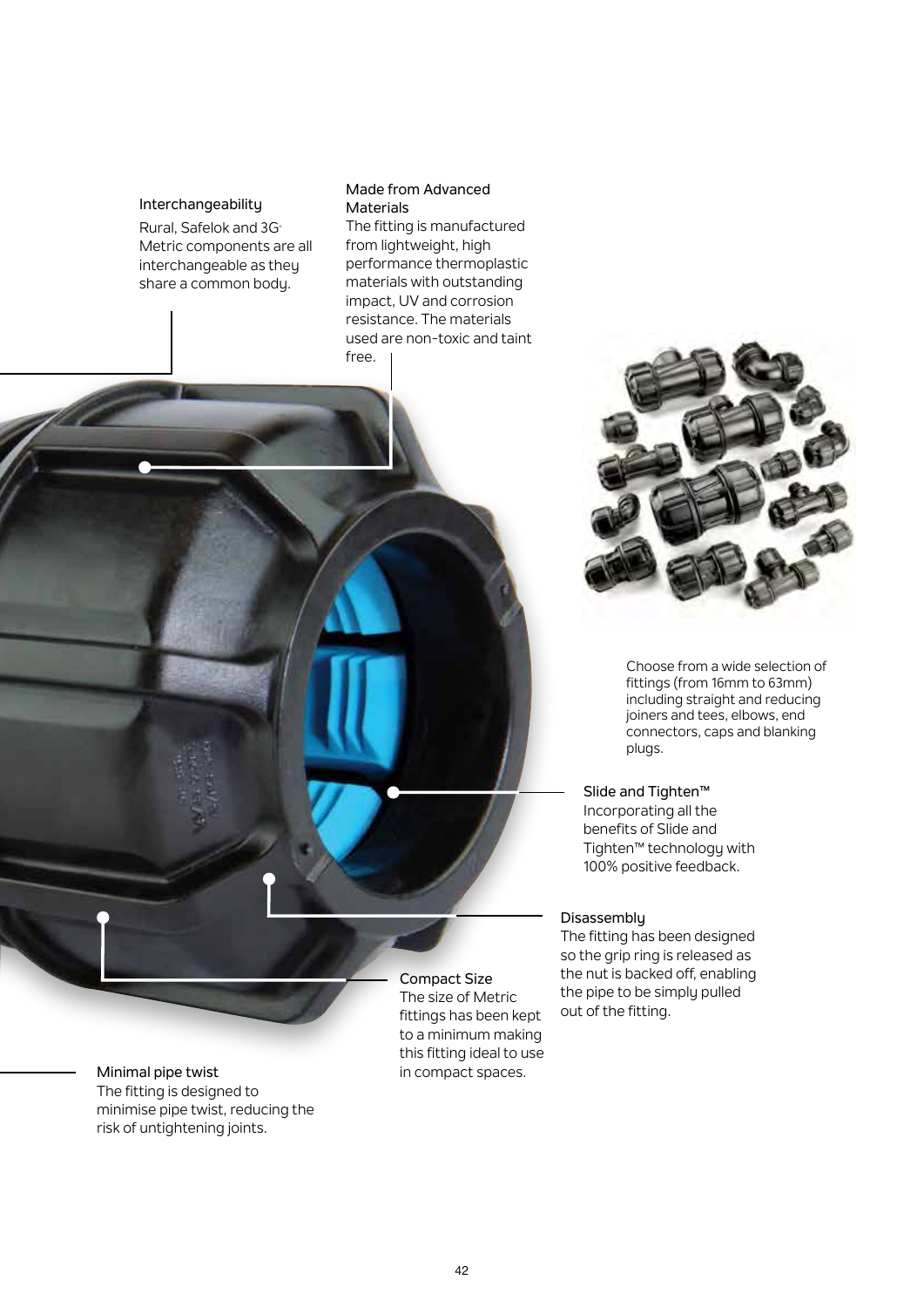### Interchangeability

Rural, Safelok and 3G[®] Metric components are all interchangeable as they share a common body.

### Made from Advanced Materials

The fitting is manufactured from lightweight, high performance thermoplastic materials with outstanding impact, UV and corrosion resistance. The materials used are non-toxic and taint free.

Choose from a wide selection of fittings (from 16mm to 63mm) including straight and reducing joiners and tees, elbows, end connectors, caps and blanking plugs.

### Slide and Tighten™

Incorporating all the benefits of Slide and Tighten™ technology with 100% positive feedback.

### Disassembly

The fitting has been designed so the grip ring is released as the nut is backed off, enabling the pipe to be simply pulled out of the fitting.

### Compact Size

The size of Metric fittings has been kept to a minimum making this fitting ideal to use in compact spaces.

### Minimal pipe twist

The fitting is designed to minimise pipe twist, reducing the risk of untightening joints.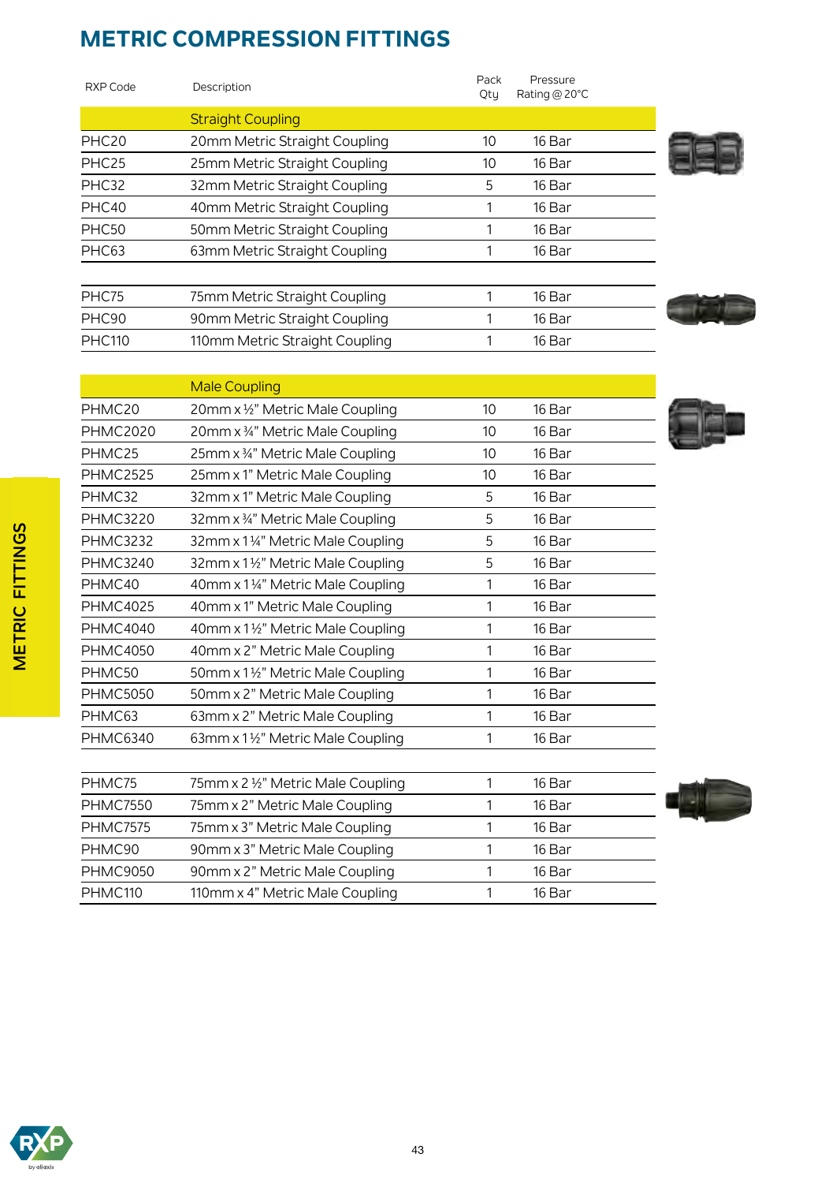# METRIC COMPRESSION FITTINGS

| RXP Code | Description | Pack Qty | Pressure Rating @ 20°C |
|---|---|---|---|
| | **Straight Coupling** | | |
| PHC20 | 20mm Metric Straight Coupling | 10 | 16 Bar |
| PHC25 | 25mm Metric Straight Coupling | 10 | 16 Bar |
| PHC32 | 32mm Metric Straight Coupling | 5 | 16 Bar |
| PHC40 | 40mm Metric Straight Coupling | 1 | 16 Bar |
| PHC50 | 50mm Metric Straight Coupling | 1 | 16 Bar |
| PHC63 | 63mm Metric Straight Coupling | 1 | 16 Bar |
| PHC75 | 75mm Metric Straight Coupling | 1 | 16 Bar |
| PHC90 | 90mm Metric Straight Coupling | 1 | 16 Bar |
| PHC110 | 110mm Metric Straight Coupling | 1 | 16 Bar |
| | **Male Coupling** | | |
| PHMC20 | 20mm x ½" Metric Male Coupling | 10 | 16 Bar |
| PHMC2020 | 20mm x ¾" Metric Male Coupling | 10 | 16 Bar |
| PHMC25 | 25mm x ¾" Metric Male Coupling | 10 | 16 Bar |
| PHMC2525 | 25mm x 1" Metric Male Coupling | 10 | 16 Bar |
| PHMC32 | 32mm x 1" Metric Male Coupling | 5 | 16 Bar |
| PHMC3220 | 32mm x ¾" Metric Male Coupling | 5 | 16 Bar |
| PHMC3232 | 32mm x 1¼" Metric Male Coupling | 5 | 16 Bar |
| PHMC3240 | 32mm x 1½" Metric Male Coupling | 5 | 16 Bar |
| PHMC40 | 40mm x 1¼" Metric Male Coupling | 1 | 16 Bar |
| PHMC4025 | 40mm x 1" Metric Male Coupling | 1 | 16 Bar |
| PHMC4040 | 40mm x 1½" Metric Male Coupling | 1 | 16 Bar |
| PHMC4050 | 40mm x 2" Metric Male Coupling | 1 | 16 Bar |
| PHMC50 | 50mm x 1½" Metric Male Coupling | 1 | 16 Bar |
| PHMC5050 | 50mm x 2" Metric Male Coupling | 1 | 16 Bar |
| PHMC63 | 63mm x 2" Metric Male Coupling | 1 | 16 Bar |
| PHMC6340 | 63mm x 1½" Metric Male Coupling | 1 | 16 Bar |
| PHMC75 | 75mm x 2½" Metric Male Coupling | 1 | 16 Bar |
| PHMC7550 | 75mm x 2" Metric Male Coupling | 1 | 16 Bar |
| PHMC7575 | 75mm x 3" Metric Male Coupling | 1 | 16 Bar |
| PHMC90 | 90mm x 3" Metric Male Coupling | 1 | 16 Bar |
| PHMC9050 | 90mm x 2" Metric Male Coupling | 1 | 16 Bar |
| PHMC110 | 110mm x 4" Metric Male Coupling | 1 | 16 Bar |

METRIC FITTINGS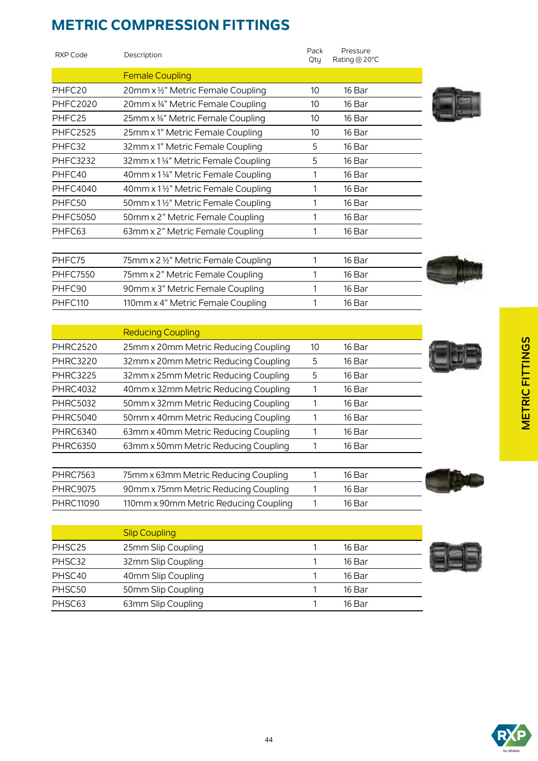# METRIC COMPRESSION FITTINGS

| RXP Code | Description | Pack Qty | Pressure Rating @ 20°C |
|---|---|---|---|
| | **Female Coupling** | | |
| PHFC20 | 20mm x ½" Metric Female Coupling | 10 | 16 Bar |
| PHFC2020 | 20mm x ¾" Metric Female Coupling | 10 | 16 Bar |
| PHFC25 | 25mm x ¾" Metric Female Coupling | 10 | 16 Bar |
| PHFC2525 | 25mm x 1" Metric Female Coupling | 10 | 16 Bar |
| PHFC32 | 32mm x 1" Metric Female Coupling | 5 | 16 Bar |
| PHFC3232 | 32mm x 1¼" Metric Female Coupling | 5 | 16 Bar |
| PHFC40 | 40mm x 1¼" Metric Female Coupling | 1 | 16 Bar |
| PHFC4040 | 40mm x 1½" Metric Female Coupling | 1 | 16 Bar |
| PHFC50 | 50mm x 1½" Metric Female Coupling | 1 | 16 Bar |
| PHFC5050 | 50mm x 2" Metric Female Coupling | 1 | 16 Bar |
| PHFC63 | 63mm x 2" Metric Female Coupling | 1 | 16 Bar |
| PHFC75 | 75mm x 2 ½" Metric Female Coupling | 1 | 16 Bar |
| PHFC7550 | 75mm x 2" Metric Female Coupling | 1 | 16 Bar |
| PHFC90 | 90mm x 3" Metric Female Coupling | 1 | 16 Bar |
| PHFC110 | 110mm x 4" Metric Female Coupling | 1 | 16 Bar |
| | **Reducing Coupling** | | |
| PHRC2520 | 25mm x 20mm Metric Reducing Coupling | 10 | 16 Bar |
| PHRC3220 | 32mm x 20mm Metric Reducing Coupling | 5 | 16 Bar |
| PHRC3225 | 32mm x 25mm Metric Reducing Coupling | 5 | 16 Bar |
| PHRC4032 | 40mm x 32mm Metric Reducing Coupling | 1 | 16 Bar |
| PHRC5032 | 50mm x 32mm Metric Reducing Coupling | 1 | 16 Bar |
| PHRC5040 | 50mm x 40mm Metric Reducing Coupling | 1 | 16 Bar |
| PHRC6340 | 63mm x 40mm Metric Reducing Coupling | 1 | 16 Bar |
| PHRC6350 | 63mm x 50mm Metric Reducing Coupling | 1 | 16 Bar |
| PHRC7563 | 75mm x 63mm Metric Reducing Coupling | 1 | 16 Bar |
| PHRC9075 | 90mm x 75mm Metric Reducing Coupling | 1 | 16 Bar |
| PHRC11090 | 110mm x 90mm Metric Reducing Coupling | 1 | 16 Bar |
| | **Slip Coupling** | | |
| PHSC25 | 25mm Slip Coupling | 1 | 16 Bar |
| PHSC32 | 32mm Slip Coupling | 1 | 16 Bar |
| PHSC40 | 40mm Slip Coupling | 1 | 16 Bar |
| PHSC50 | 50mm Slip Coupling | 1 | 16 Bar |
| PHSC63 | 63mm Slip Coupling | 1 | 16 Bar |

METRIC FITTINGS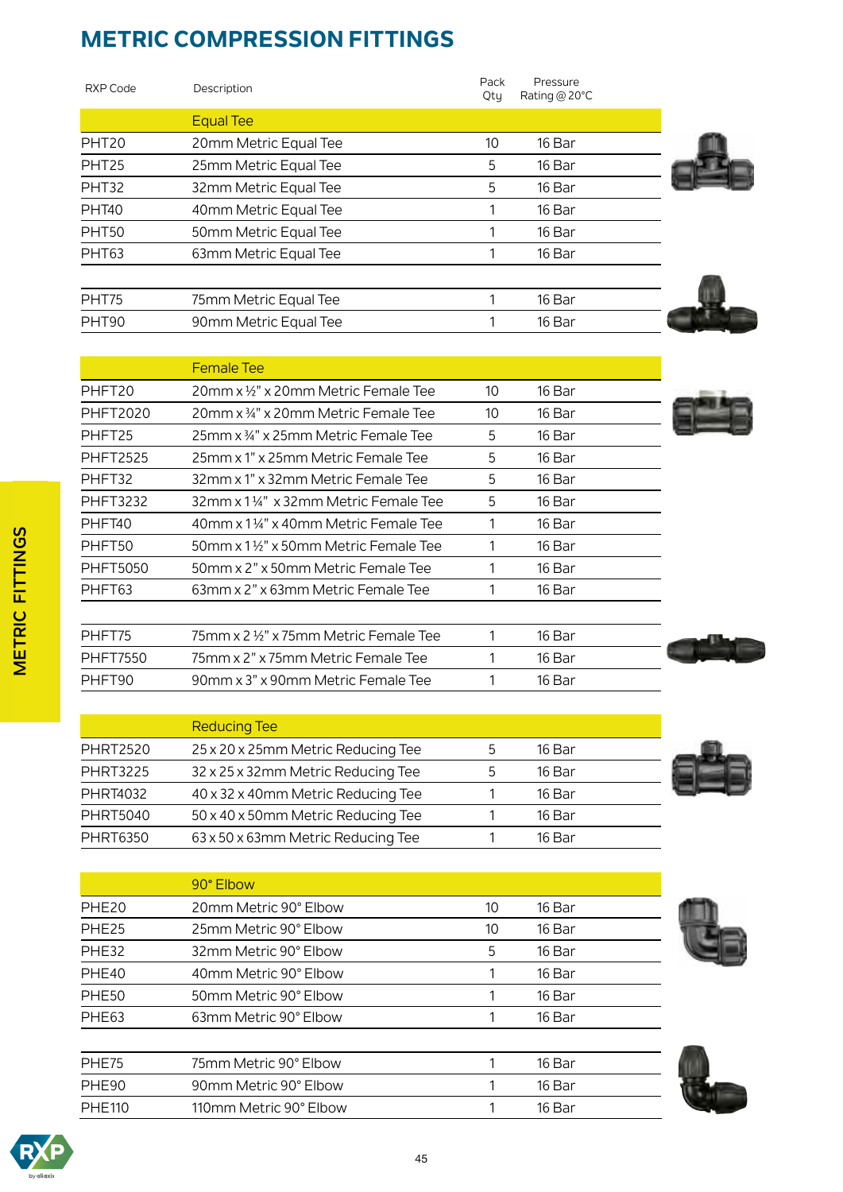# METRIC COMPRESSION FITTINGS

| RXP Code | Description | Pack Qty | Pressure Rating @ 20°C |
|---|---|---|---|
| | **Equal Tee** | | |
| PHT20 | 20mm Metric Equal Tee | 10 | 16 Bar |
| PHT25 | 25mm Metric Equal Tee | 5 | 16 Bar |
| PHT32 | 32mm Metric Equal Tee | 5 | 16 Bar |
| PHT40 | 40mm Metric Equal Tee | 1 | 16 Bar |
| PHT50 | 50mm Metric Equal Tee | 1 | 16 Bar |
| PHT63 | 63mm Metric Equal Tee | 1 | 16 Bar |
| PHT75 | 75mm Metric Equal Tee | 1 | 16 Bar |
| PHT90 | 90mm Metric Equal Tee | 1 | 16 Bar |
| | **Female Tee** | | |
| PHFT20 | 20mm x ½" x 20mm Metric Female Tee | 10 | 16 Bar |
| PHFT2020 | 20mm x ¾" x 20mm Metric Female Tee | 10 | 16 Bar |
| PHFT25 | 25mm x ¾" x 25mm Metric Female Tee | 5 | 16 Bar |
| PHFT2525 | 25mm x 1" x 25mm Metric Female Tee | 5 | 16 Bar |
| PHFT32 | 32mm x 1" x 32mm Metric Female Tee | 5 | 16 Bar |
| PHFT3232 | 32mm x 1¼" x 32mm Metric Female Tee | 5 | 16 Bar |
| PHFT40 | 40mm x 1¼" x 40mm Metric Female Tee | 1 | 16 Bar |
| PHFT50 | 50mm x 1½" x 50mm Metric Female Tee | 1 | 16 Bar |
| PHFT5050 | 50mm x 2" x 50mm Metric Female Tee | 1 | 16 Bar |
| PHFT63 | 63mm x 2" x 63mm Metric Female Tee | 1 | 16 Bar |
| PHFT75 | 75mm x 2½" x 75mm Metric Female Tee | 1 | 16 Bar |
| PHFT7550 | 75mm x 2" x 75mm Metric Female Tee | 1 | 16 Bar |
| PHFT90 | 90mm x 3" x 90mm Metric Female Tee | 1 | 16 Bar |
| | **Reducing Tee** | | |
| PHRT2520 | 25 x 20 x 25mm Metric Reducing Tee | 5 | 16 Bar |
| PHRT3225 | 32 x 25 x 32mm Metric Reducing Tee | 5 | 16 Bar |
| PHRT4032 | 40 x 32 x 40mm Metric Reducing Tee | 1 | 16 Bar |
| PHRT5040 | 50 x 40 x 50mm Metric Reducing Tee | 1 | 16 Bar |
| PHRT6350 | 63 x 50 x 63mm Metric Reducing Tee | 1 | 16 Bar |
| | **90° Elbow** | | |
| PHE20 | 20mm Metric 90° Elbow | 10 | 16 Bar |
| PHE25 | 25mm Metric 90° Elbow | 10 | 16 Bar |
| PHE32 | 32mm Metric 90° Elbow | 5 | 16 Bar |
| PHE40 | 40mm Metric 90° Elbow | 1 | 16 Bar |
| PHE50 | 50mm Metric 90° Elbow | 1 | 16 Bar |
| PHE63 | 63mm Metric 90° Elbow | 1 | 16 Bar |
| PHE75 | 75mm Metric 90° Elbow | 1 | 16 Bar |
| PHE90 | 90mm Metric 90° Elbow | 1 | 16 Bar |
| PHE110 | 110mm Metric 90° Elbow | 1 | 16 Bar |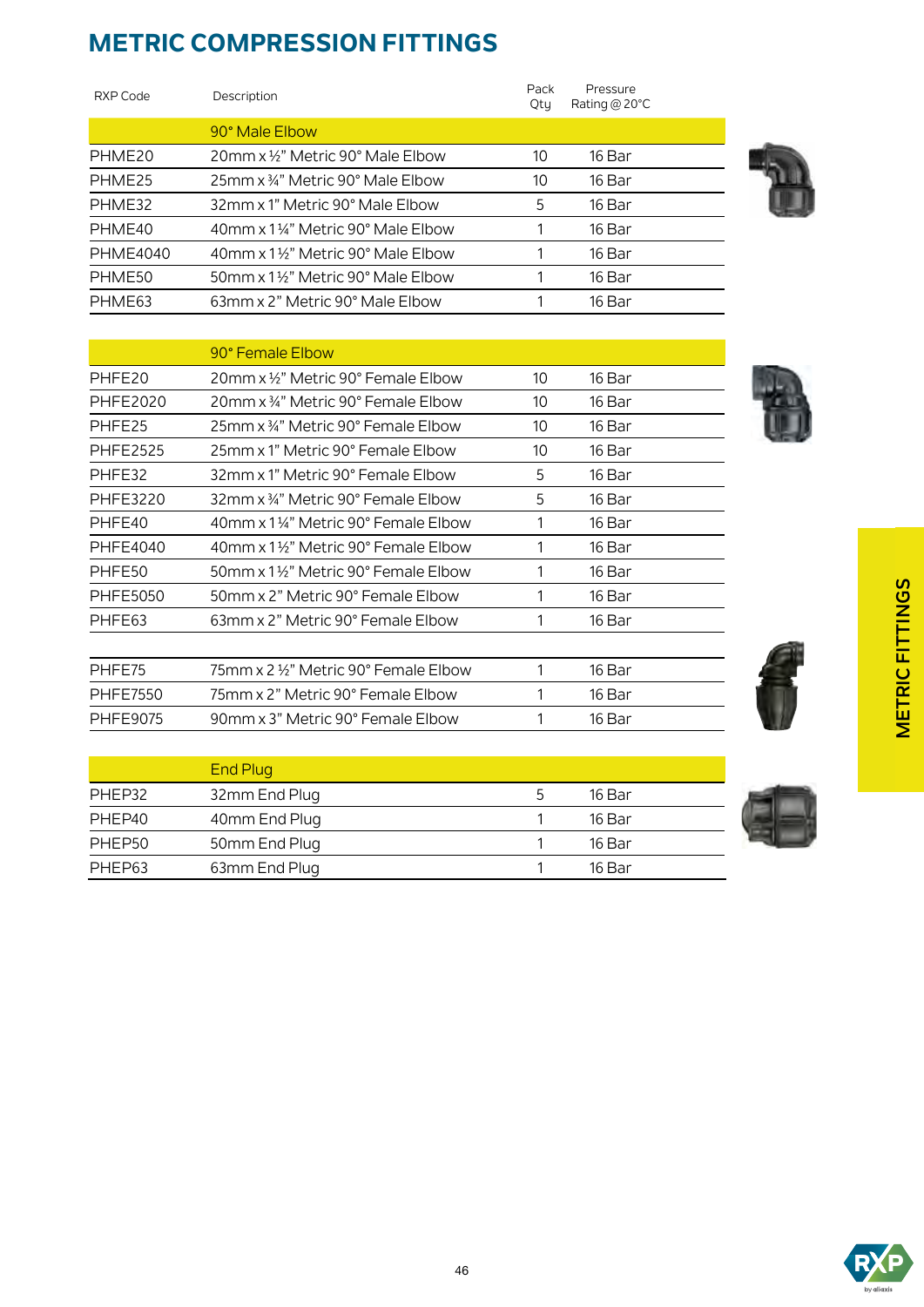# METRIC COMPRESSION FITTINGS

| RXP Code | Description | Pack Qty | Pressure Rating @ 20°C |
|---|---|---|---|
| | 90° Male Elbow | | |
| PHME20 | 20mm x ½" Metric 90° Male Elbow | 10 | 16 Bar |
| PHME25 | 25mm x ¾" Metric 90° Male Elbow | 10 | 16 Bar |
| PHME32 | 32mm x 1" Metric 90° Male Elbow | 5 | 16 Bar |
| PHME40 | 40mm x 1¼" Metric 90° Male Elbow | 1 | 16 Bar |
| PHME4040 | 40mm x 1½" Metric 90° Male Elbow | 1 | 16 Bar |
| PHME50 | 50mm x 1½" Metric 90° Male Elbow | 1 | 16 Bar |
| PHME63 | 63mm x 2" Metric 90° Male Elbow | 1 | 16 Bar |

| RXP Code | Description | Pack Qty | Pressure Rating @ 20°C |
|---|---|---|---|
| | 90° Female Elbow | | |
| PHFE20 | 20mm x ½" Metric 90° Female Elbow | 10 | 16 Bar |
| PHFE2020 | 20mm x ¾" Metric 90° Female Elbow | 10 | 16 Bar |
| PHFE25 | 25mm x ¾" Metric 90° Female Elbow | 10 | 16 Bar |
| PHFE2525 | 25mm x 1" Metric 90° Female Elbow | 10 | 16 Bar |
| PHFE32 | 32mm x 1" Metric 90° Female Elbow | 5 | 16 Bar |
| PHFE3220 | 32mm x ¾" Metric 90° Female Elbow | 5 | 16 Bar |
| PHFE40 | 40mm x 1¼" Metric 90° Female Elbow | 1 | 16 Bar |
| PHFE4040 | 40mm x 1½" Metric 90° Female Elbow | 1 | 16 Bar |
| PHFE50 | 50mm x 1½" Metric 90° Female Elbow | 1 | 16 Bar |
| PHFE5050 | 50mm x 2" Metric 90° Female Elbow | 1 | 16 Bar |
| PHFE63 | 63mm x 2" Metric 90° Female Elbow | 1 | 16 Bar |
| PHFE75 | 75mm x 2 ½" Metric 90° Female Elbow | 1 | 16 Bar |
| PHFE7550 | 75mm x 2" Metric 90° Female Elbow | 1 | 16 Bar |
| PHFE9075 | 90mm x 3" Metric 90° Female Elbow | 1 | 16 Bar |

| RXP Code | Description | Pack Qty | Pressure Rating @ 20°C |
|---|---|---|---|
| | End Plug | | |
| PHEP32 | 32mm End Plug | 5 | 16 Bar |
| PHEP40 | 40mm End Plug | 1 | 16 Bar |
| PHEP50 | 50mm End Plug | 1 | 16 Bar |
| PHEP63 | 63mm End Plug | 1 | 16 Bar |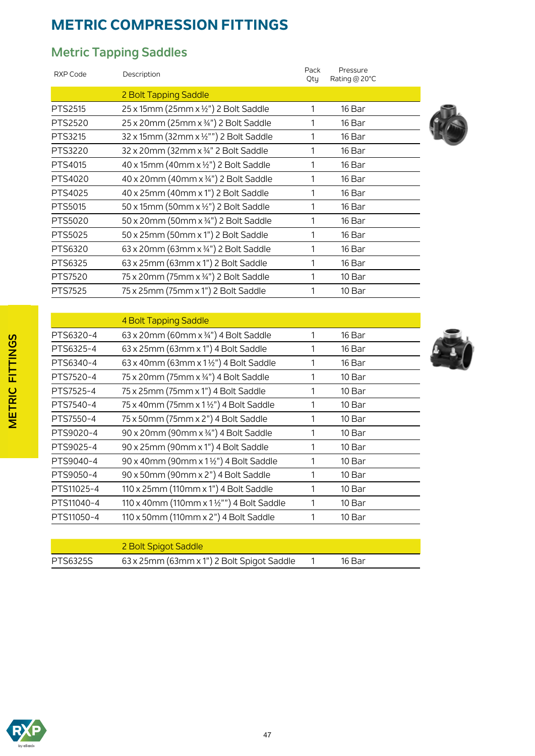# METRIC COMPRESSION FITTINGS

## Metric Tapping Saddles

| RXP Code | Description | Pack Qty | Pressure Rating @ 20°C |
|---|---|---|---|
| | 2 Bolt Tapping Saddle | | |
| PTS2515 | 25 x 15mm (25mm x ½") 2 Bolt Saddle | 1 | 16 Bar |
| PTS2520 | 25 x 20mm (25mm x ¾") 2 Bolt Saddle | 1 | 16 Bar |
| PTS3215 | 32 x 15mm (32mm x ½"") 2 Bolt Saddle | 1 | 16 Bar |
| PTS3220 | 32 x 20mm (32mm x ¾" 2 Bolt Saddle | 1 | 16 Bar |
| PTS4015 | 40 x 15mm (40mm x ½") 2 Bolt Saddle | 1 | 16 Bar |
| PTS4020 | 40 x 20mm (40mm x ¾") 2 Bolt Saddle | 1 | 16 Bar |
| PTS4025 | 40 x 25mm (40mm x 1") 2 Bolt Saddle | 1 | 16 Bar |
| PTS5015 | 50 x 15mm (50mm x ½") 2 Bolt Saddle | 1 | 16 Bar |
| PTS5020 | 50 x 20mm (50mm x ¾") 2 Bolt Saddle | 1 | 16 Bar |
| PTS5025 | 50 x 25mm (50mm x 1") 2 Bolt Saddle | 1 | 16 Bar |
| PTS6320 | 63 x 20mm (63mm x ¾") 2 Bolt Saddle | 1 | 16 Bar |
| PTS6325 | 63 x 25mm (63mm x 1") 2 Bolt Saddle | 1 | 16 Bar |
| PTS7520 | 75 x 20mm (75mm x ¾") 2 Bolt Saddle | 1 | 10 Bar |
| PTS7525 | 75 x 25mm (75mm x 1") 2 Bolt Saddle | 1 | 10 Bar |

| RXP Code | Description | Pack Qty | Pressure Rating @ 20°C |
|---|---|---|---|
| | 4 Bolt Tapping Saddle | | |
| PTS6320-4 | 63 x 20mm (60mm x ¾") 4 Bolt Saddle | 1 | 16 Bar |
| PTS6325-4 | 63 x 25mm (63mm x 1") 4 Bolt Saddle | 1 | 16 Bar |
| PTS6340-4 | 63 x 40mm (63mm x 1½") 4 Bolt Saddle | 1 | 16 Bar |
| PTS7520-4 | 75 x 20mm (75mm x ¾") 4 Bolt Saddle | 1 | 10 Bar |
| PTS7525-4 | 75 x 25mm (75mm x 1") 4 Bolt Saddle | 1 | 10 Bar |
| PTS7540-4 | 75 x 40mm (75mm x 1½") 4 Bolt Saddle | 1 | 10 Bar |
| PTS7550-4 | 75 x 50mm (75mm x 2") 4 Bolt Saddle | 1 | 10 Bar |
| PTS9020-4 | 90 x 20mm (90mm x ¾") 4 Bolt Saddle | 1 | 10 Bar |
| PTS9025-4 | 90 x 25mm (90mm x 1") 4 Bolt Saddle | 1 | 10 Bar |
| PTS9040-4 | 90 x 40mm (90mm x 1½") 4 Bolt Saddle | 1 | 10 Bar |
| PTS9050-4 | 90 x 50mm (90mm x 2") 4 Bolt Saddle | 1 | 10 Bar |
| PTS11025-4 | 110 x 25mm (110mm x 1") 4 Bolt Saddle | 1 | 10 Bar |
| PTS11040-4 | 110 x 40mm (110mm x 1½"") 4 Bolt Saddle | 1 | 10 Bar |
| PTS11050-4 | 110 x 50mm (110mm x 2") 4 Bolt Saddle | 1 | 10 Bar |

| RXP Code | Description | Pack Qty | Pressure Rating @ 20°C |
|---|---|---|---|
| | 2 Bolt Spigot Saddle | | |
| PTS6325S | 63 x 25mm (63mm x 1") 2 Bolt Spigot Saddle | 1 | 16 Bar |

METRIC FITTINGS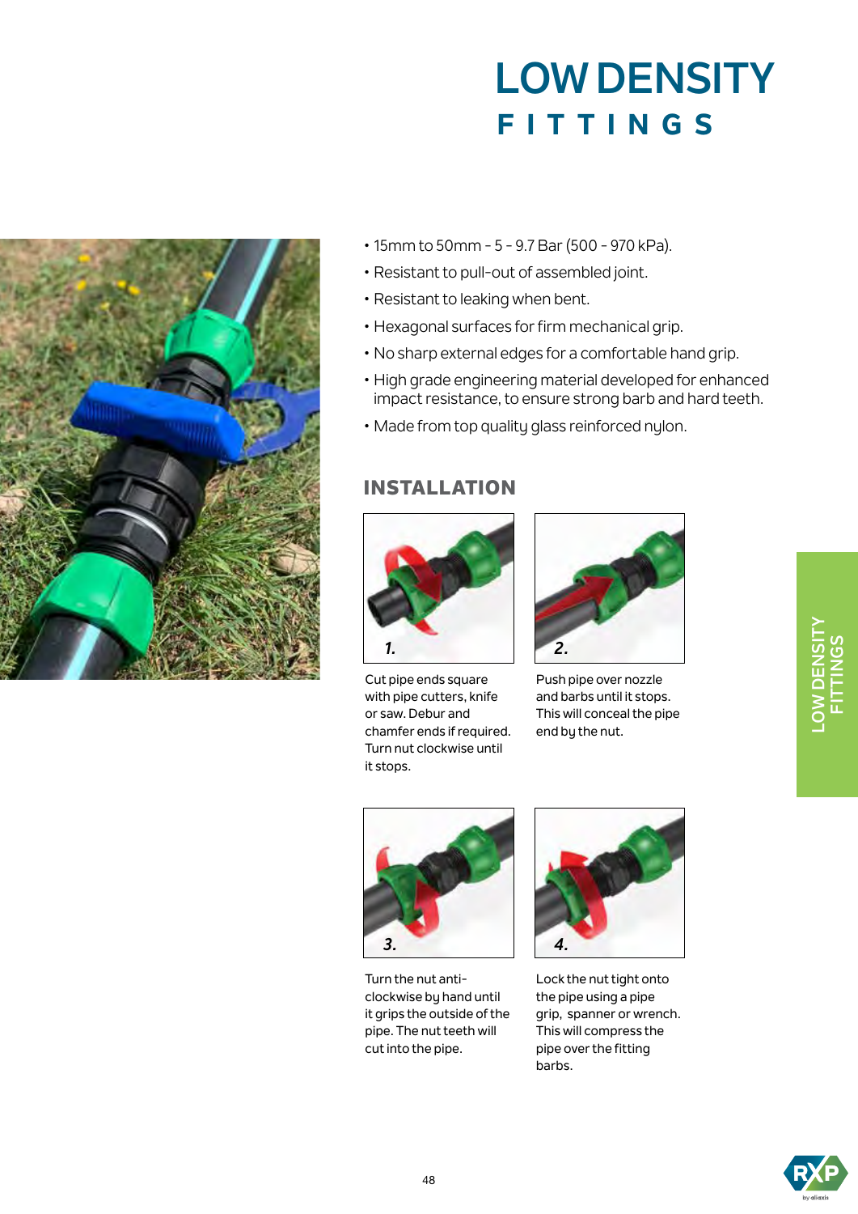# LOW DENSITY FITTINGS

- 15mm to 50mm - 5 - 9.7 Bar (500 - 970 kPa).
- Resistant to pull-out of assembled joint.
- Resistant to leaking when bent.
- Hexagonal surfaces for firm mechanical grip.
- No sharp external edges for a comfortable hand grip.
- High grade engineering material developed for enhanced impact resistance, to ensure strong barb and hard teeth.
- Made from top quality glass reinforced nylon.

## INSTALLATION

**1.** Cut pipe ends square with pipe cutters, knife or saw. Debur and chamfer ends if required. Turn nut clockwise until it stops.

**2.** Push pipe over nozzle and barbs until it stops. This will conceal the pipe end by the nut.

**3.** Turn the nut anti-clockwise by hand until it grips the outside of the pipe. The nut teeth will cut into the pipe.

**4.** Lock the nut tight onto the pipe using a pipe grip, spanner or wrench. This will compress the pipe over the fitting barbs.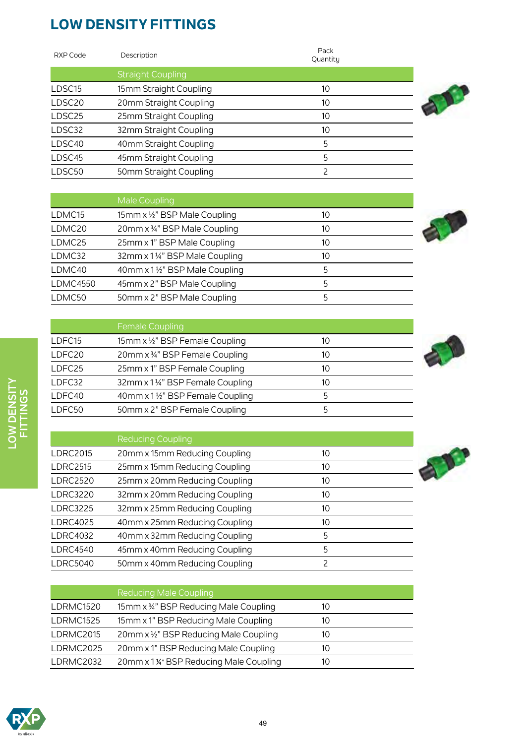# LOW DENSITY FITTINGS

| RXP Code | Description | Pack Quantity |
|---|---|---|
| | **Straight Coupling** | |
| LDSC15 | 15mm Straight Coupling | 10 |
| LDSC20 | 20mm Straight Coupling | 10 |
| LDSC25 | 25mm Straight Coupling | 10 |
| LDSC32 | 32mm Straight Coupling | 10 |
| LDSC40 | 40mm Straight Coupling | 5 |
| LDSC45 | 45mm Straight Coupling | 5 |
| LDSC50 | 50mm Straight Coupling | 2 |
| | **Male Coupling** | |
| LDMC15 | 15mm x ½" BSP Male Coupling | 10 |
| LDMC20 | 20mm x ¾" BSP Male Coupling | 10 |
| LDMC25 | 25mm x 1" BSP Male Coupling | 10 |
| LDMC32 | 32mm x 1¼" BSP Male Coupling | 10 |
| LDMC40 | 40mm x 1½" BSP Male Coupling | 5 |
| LDMC4550 | 45mm x 2" BSP Male Coupling | 5 |
| LDMC50 | 50mm x 2" BSP Male Coupling | 5 |
| | **Female Coupling** | |
| LDFC15 | 15mm x ½" BSP Female Coupling | 10 |
| LDFC20 | 20mm x ¾" BSP Female Coupling | 10 |
| LDFC25 | 25mm x 1" BSP Female Coupling | 10 |
| LDFC32 | 32mm x 1¼" BSP Female Coupling | 10 |
| LDFC40 | 40mm x 1½" BSP Female Coupling | 5 |
| LDFC50 | 50mm x 2" BSP Female Coupling | 5 |
| | **Reducing Coupling** | |
| LDRC2015 | 20mm x 15mm Reducing Coupling | 10 |
| LDRC2515 | 25mm x 15mm Reducing Coupling | 10 |
| LDRC2520 | 25mm x 20mm Reducing Coupling | 10 |
| LDRC3220 | 32mm x 20mm Reducing Coupling | 10 |
| LDRC3225 | 32mm x 25mm Reducing Coupling | 10 |
| LDRC4025 | 40mm x 25mm Reducing Coupling | 10 |
| LDRC4032 | 40mm x 32mm Reducing Coupling | 5 |
| LDRC4540 | 45mm x 40mm Reducing Coupling | 5 |
| LDRC5040 | 50mm x 40mm Reducing Coupling | 2 |
| | **Reducing Male Coupling** | |
| LDRMC1520 | 15mm x ¾" BSP Reducing Male Coupling | 10 |
| LDRMC1525 | 15mm x 1" BSP Reducing Male Coupling | 10 |
| LDRMC2015 | 20mm x ½" BSP Reducing Male Coupling | 10 |
| LDRMC2025 | 20mm x 1" BSP Reducing Male Coupling | 10 |
| LDRMC2032 | 20mm x 1¼" BSP Reducing Male Coupling | 10 |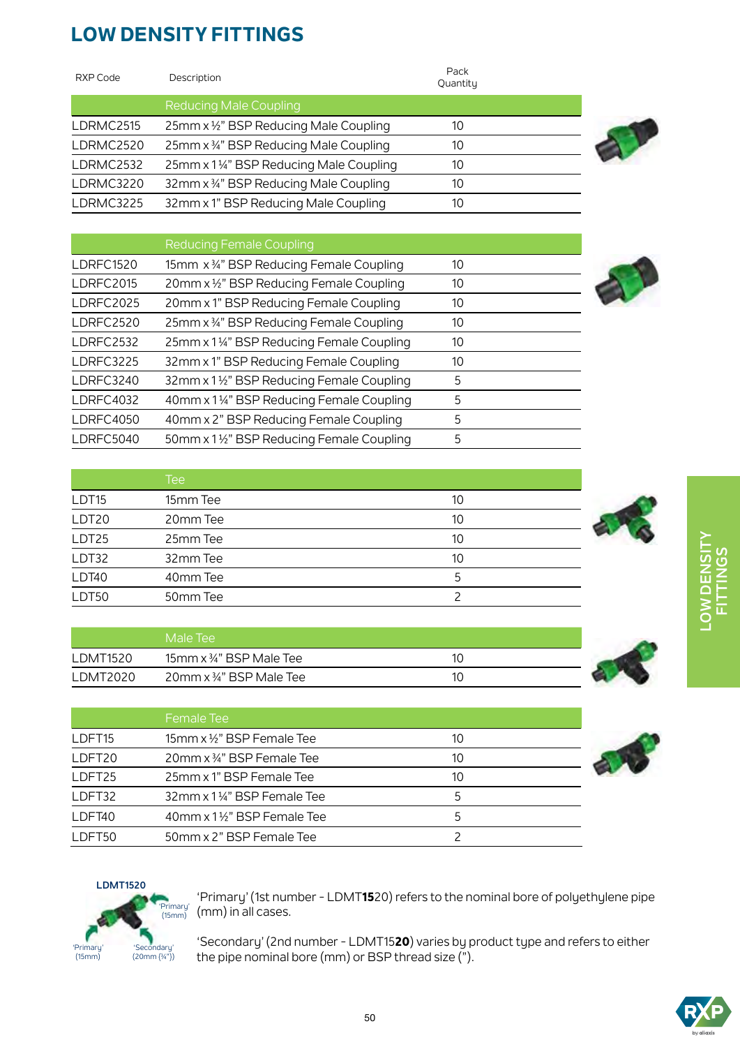# LOW DENSITY FITTINGS

| RXP Code | Description | Pack Quantity |
|---|---|---|
| | Reducing Male Coupling | |
| LDRMC2515 | 25mm x ½" BSP Reducing Male Coupling | 10 |
| LDRMC2520 | 25mm x ¾" BSP Reducing Male Coupling | 10 |
| LDRMC2532 | 25mm x 1¼" BSP Reducing Male Coupling | 10 |
| LDRMC3220 | 32mm x ¾" BSP Reducing Male Coupling | 10 |
| LDRMC3225 | 32mm x 1" BSP Reducing Male Coupling | 10 |
| | Reducing Female Coupling | |
| LDRFC1520 | 15mm x ¾" BSP Reducing Female Coupling | 10 |
| LDRFC2015 | 20mm x ½" BSP Reducing Female Coupling | 10 |
| LDRFC2025 | 20mm x 1" BSP Reducing Female Coupling | 10 |
| LDRFC2520 | 25mm x ¾" BSP Reducing Female Coupling | 10 |
| LDRFC2532 | 25mm x 1¼" BSP Reducing Female Coupling | 10 |
| LDRFC3225 | 32mm x 1" BSP Reducing Female Coupling | 10 |
| LDRFC3240 | 32mm x 1½" BSP Reducing Female Coupling | 5 |
| LDRFC4032 | 40mm x 1¼" BSP Reducing Female Coupling | 5 |
| LDRFC4050 | 40mm x 2" BSP Reducing Female Coupling | 5 |
| LDRFC5040 | 50mm x 1½" BSP Reducing Female Coupling | 5 |
| | Tee | |
| LDT15 | 15mm Tee | 10 |
| LDT20 | 20mm Tee | 10 |
| LDT25 | 25mm Tee | 10 |
| LDT32 | 32mm Tee | 10 |
| LDT40 | 40mm Tee | 5 |
| LDT50 | 50mm Tee | 2 |
| | Male Tee | |
| LDMT1520 | 15mm x ¾" BSP Male Tee | 10 |
| LDMT2020 | 20mm x ¾" BSP Male Tee | 10 |
| | Female Tee | |
| LDFT15 | 15mm x ½" BSP Female Tee | 10 |
| LDFT20 | 20mm x ¾" BSP Female Tee | 10 |
| LDFT25 | 25mm x 1" BSP Female Tee | 10 |
| LDFT32 | 32mm x 1¼" BSP Female Tee | 5 |
| LDFT40 | 40mm x 1½" BSP Female Tee | 5 |
| LDFT50 | 50mm x 2" BSP Female Tee | 2 |

**LDMT1520**

'Primary' (15mm) 'Primary' (15mm) 'Secondary' (20mm (¾"))

'Primary' (1st number - LDMT**15**20) refers to the nominal bore of polyethylene pipe (mm) in all cases.

'Secondary' (2nd number - LDMT15**20**) varies by product type and refers to either the pipe nominal bore (mm) or BSP thread size (").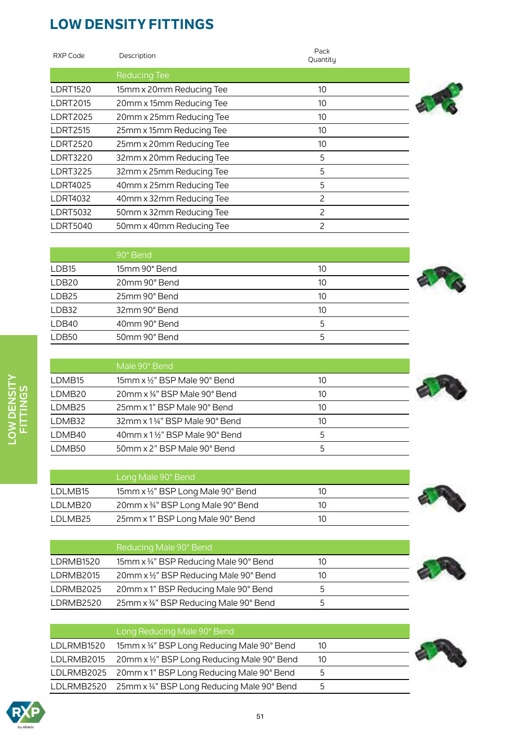# LOW DENSITY FITTINGS

| RXP Code | Description | Pack Quantity |
|---|---|---|
| | **Reducing Tee** | |
| LDRT1520 | 15mm x 20mm Reducing Tee | 10 |
| LDRT2015 | 20mm x 15mm Reducing Tee | 10 |
| LDRT2025 | 20mm x 25mm Reducing Tee | 10 |
| LDRT2515 | 25mm x 15mm Reducing Tee | 10 |
| LDRT2520 | 25mm x 20mm Reducing Tee | 10 |
| LDRT3220 | 32mm x 20mm Reducing Tee | 5 |
| LDRT3225 | 32mm x 25mm Reducing Tee | 5 |
| LDRT4025 | 40mm x 25mm Reducing Tee | 5 |
| LDRT4032 | 40mm x 32mm Reducing Tee | 2 |
| LDRT5032 | 50mm x 32mm Reducing Tee | 2 |
| LDRT5040 | 50mm x 40mm Reducing Tee | 2 |

| RXP Code | Description | Pack Quantity |
|---|---|---|
| | **90° Bend** | |
| LDB15 | 15mm 90° Bend | 10 |
| LDB20 | 20mm 90° Bend | 10 |
| LDB25 | 25mm 90° Bend | 10 |
| LDB32 | 32mm 90° Bend | 10 |
| LDB40 | 40mm 90° Bend | 5 |
| LDB50 | 50mm 90° Bend | 5 |

| RXP Code | Description | Pack Quantity |
|---|---|---|
| | **Male 90° Bend** | |
| LDMB15 | 15mm x ½" BSP Male 90° Bend | 10 |
| LDMB20 | 20mm x ¾" BSP Male 90° Bend | 10 |
| LDMB25 | 25mm x 1" BSP Male 90° Bend | 10 |
| LDMB32 | 32mm x 1¼" BSP Male 90° Bend | 10 |
| LDMB40 | 40mm x 1½" BSP Male 90° Bend | 5 |
| LDMB50 | 50mm x 2" BSP Male 90° Bend | 5 |

| RXP Code | Description | Pack Quantity |
|---|---|---|
| | **Long Male 90° Bend** | |
| LDLMB15 | 15mm x ½" BSP Long Male 90° Bend | 10 |
| LDLMB20 | 20mm x ¾" BSP Long Male 90° Bend | 10 |
| LDLMB25 | 25mm x 1" BSP Long Male 90° Bend | 10 |

| RXP Code | Description | Pack Quantity |
|---|---|---|
| | **Reducing Male 90° Bend** | |
| LDRMB1520 | 15mm x ¾" BSP Reducing Male 90° Bend | 10 |
| LDRMB2015 | 20mm x ½" BSP Reducing Male 90° Bend | 10 |
| LDRMB2025 | 20mm x 1" BSP Reducing Male 90° Bend | 5 |
| LDRMB2520 | 25mm x ¾" BSP Reducing Male 90° Bend | 5 |

| RXP Code | Description | Pack Quantity |
|---|---|---|
| | **Long Reducing Male 90° Bend** | |
| LDLRMB1520 | 15mm x ¾" BSP Long Reducing Male 90° Bend | 10 |
| LDLRMB2015 | 20mm x ½" BSP Long Reducing Male 90° Bend | 10 |
| LDLRMB2025 | 20mm x 1" BSP Long Reducing Male 90° Bend | 5 |
| LDLRMB2520 | 25mm x ¾" BSP Long Reducing Male 90° Bend | 5 |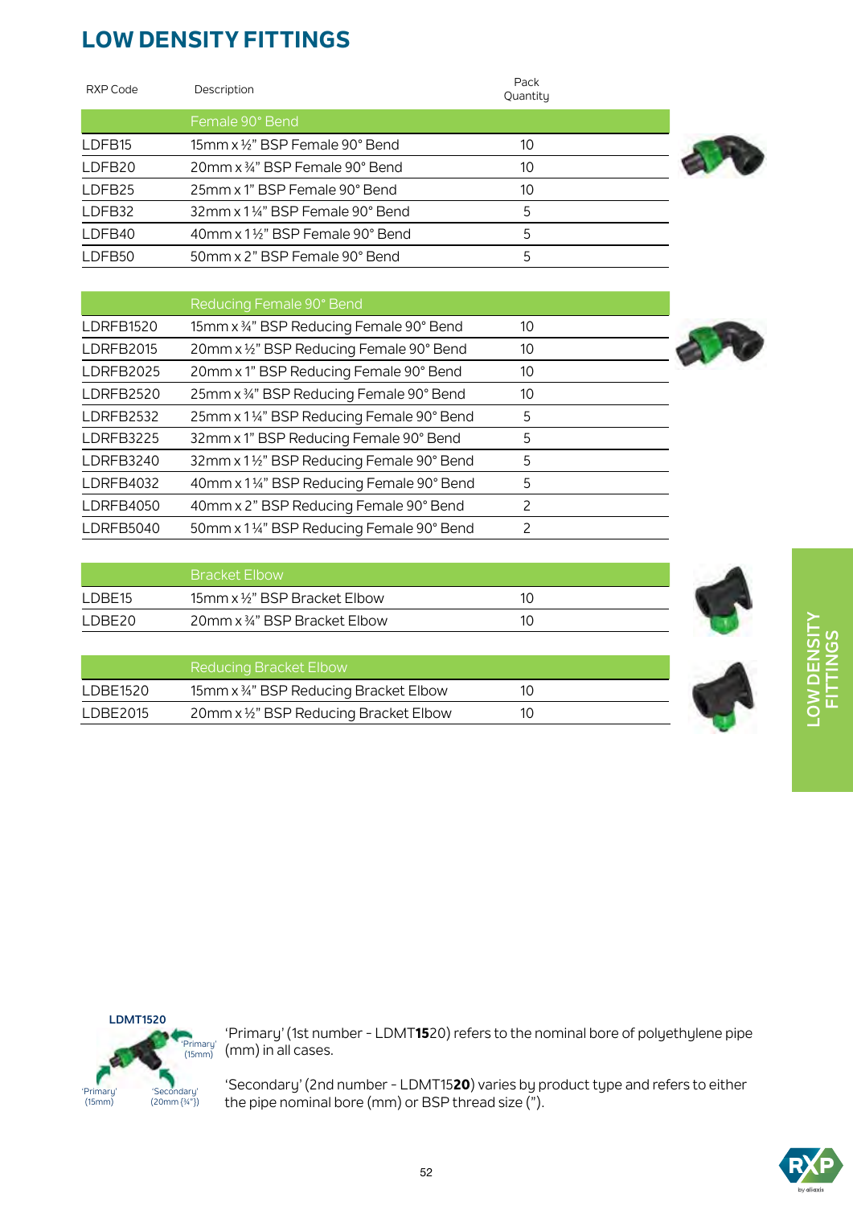# LOW DENSITY FITTINGS

| RXP Code | Description | Pack Quantity |
|---|---|---|
| | **Female 90° Bend** | |
| LDFB15 | 15mm x ½" BSP Female 90° Bend | 10 |
| LDFB20 | 20mm x ¾" BSP Female 90° Bend | 10 |
| LDFB25 | 25mm x 1" BSP Female 90° Bend | 10 |
| LDFB32 | 32mm x 1¼" BSP Female 90° Bend | 5 |
| LDFB40 | 40mm x 1½" BSP Female 90° Bend | 5 |
| LDFB50 | 50mm x 2" BSP Female 90° Bend | 5 |
| | **Reducing Female 90° Bend** | |
| LDRFB1520 | 15mm x ¾" BSP Reducing Female 90° Bend | 10 |
| LDRFB2015 | 20mm x ½" BSP Reducing Female 90° Bend | 10 |
| LDRFB2025 | 20mm x 1" BSP Reducing Female 90° Bend | 10 |
| LDRFB2520 | 25mm x ¾" BSP Reducing Female 90° Bend | 10 |
| LDRFB2532 | 25mm x 1¼" BSP Reducing Female 90° Bend | 5 |
| LDRFB3225 | 32mm x 1" BSP Reducing Female 90° Bend | 5 |
| LDRFB3240 | 32mm x 1½" BSP Reducing Female 90° Bend | 5 |
| LDRFB4032 | 40mm x 1¼" BSP Reducing Female 90° Bend | 5 |
| LDRFB4050 | 40mm x 2" BSP Reducing Female 90° Bend | 2 |
| LDRFB5040 | 50mm x 1¼" BSP Reducing Female 90° Bend | 2 |
| | **Bracket Elbow** | |
| LDBE15 | 15mm x ½" BSP Bracket Elbow | 10 |
| LDBE20 | 20mm x ¾" BSP Bracket Elbow | 10 |
| | **Reducing Bracket Elbow** | |
| LDBE1520 | 15mm x ¾" BSP Reducing Bracket Elbow | 10 |
| LDBE2015 | 20mm x ½" BSP Reducing Bracket Elbow | 10 |

**LDMT1520**

'Primary' (15mm)

'Primary' (15mm)

'Secondary' (20mm (¾"))

'Primary' (1st number - LDMT**15**20) refers to the nominal bore of polyethylene pipe (mm) in all cases.

'Secondary' (2nd number - LDMT15**20**) varies by product type and refers to either the pipe nominal bore (mm) or BSP thread size (").